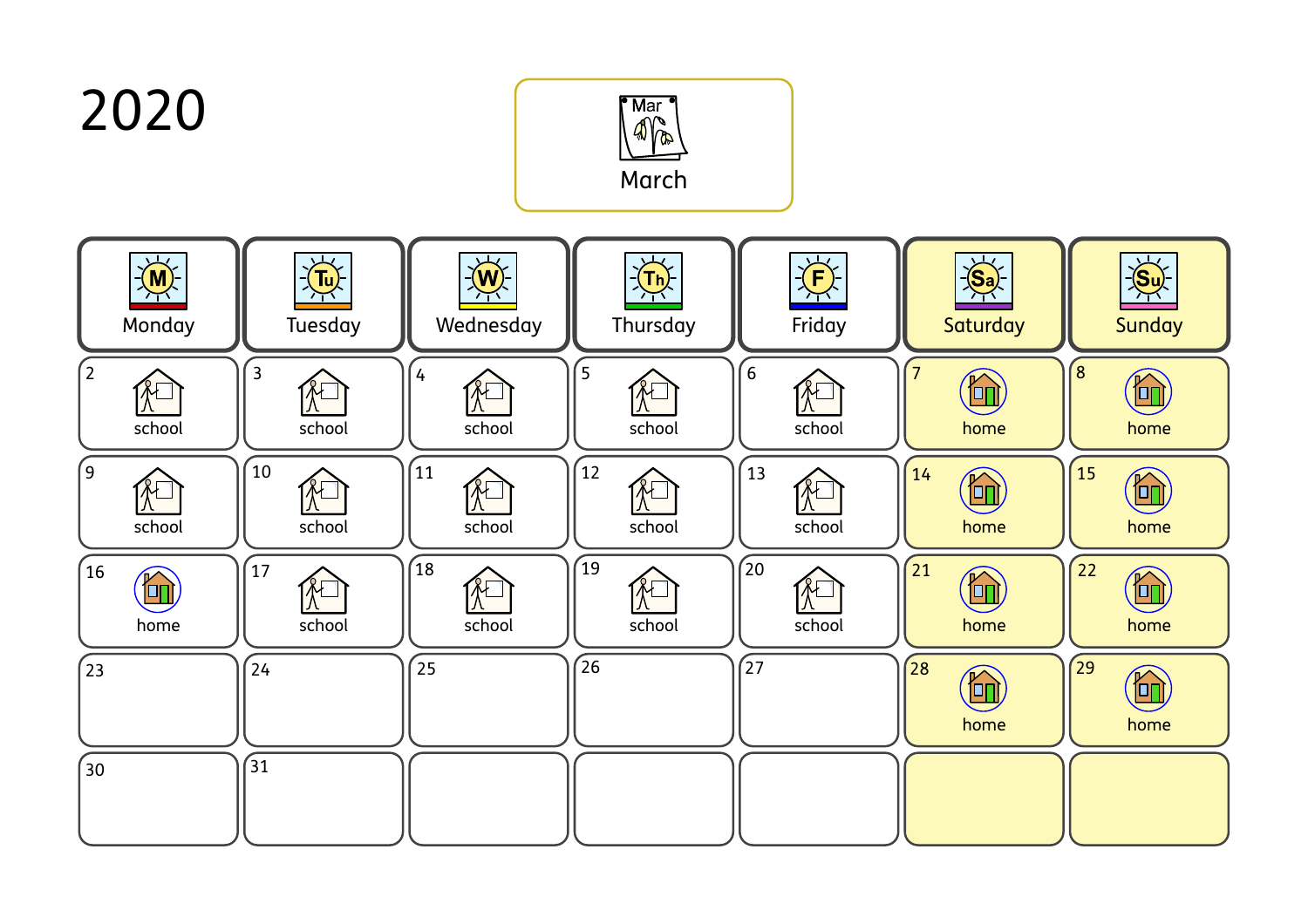# 2020

## March

| Monday | Tuesday | Wednesday | Thursday | Friday | Saturday | Sunday |
|---|---|---|---|---|---|---|
| 2 school | 3 school | 4 school | 5 school | 6 school | 7 home | 8 home |
| 9 school | 10 school | 11 school | 12 school | 13 school | 14 home | 15 home |
| 16 home | 17 school | 18 school | 19 school | 20 school | 21 home | 22 home |
| 23 | 24 | 25 | 26 | 27 | 28 home | 29 home |
| 30 | 31 | | | | | |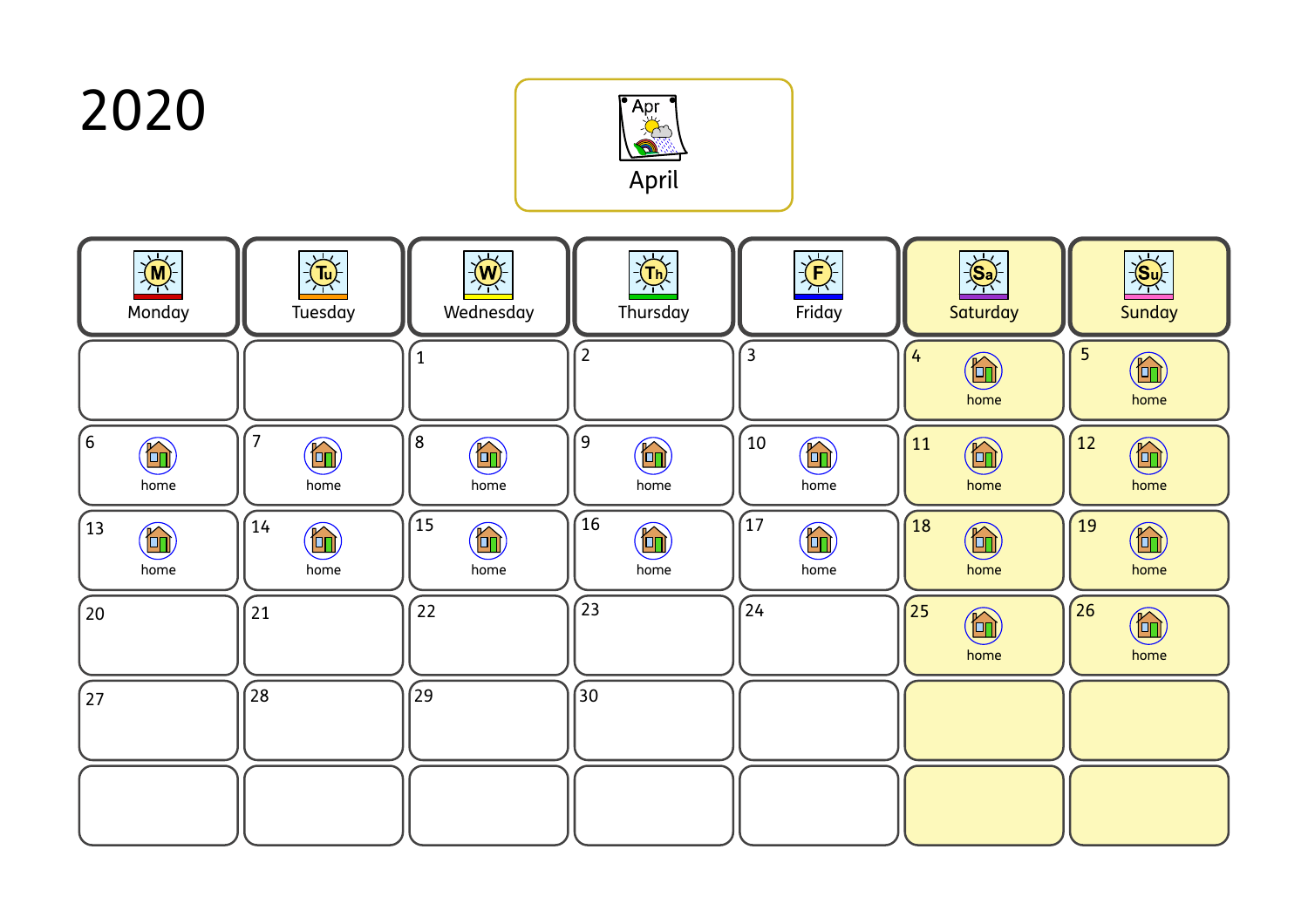# 2020

## April

| Monday | Tuesday | Wednesday | Thursday | Friday | Saturday | Sunday |
| --- | --- | --- | --- | --- | --- | --- |
| | | 1 | 2 | 3 | 4 home | 5 home |
| 6 home | 7 home | 8 home | 9 home | 10 home | 11 home | 12 home |
| 13 home | 14 home | 15 home | 16 home | 17 home | 18 home | 19 home |
| 20 | 21 | 22 | 23 | 24 | 25 home | 26 home |
| 27 | 28 | 29 | 30 | | | |
| | | | | | | |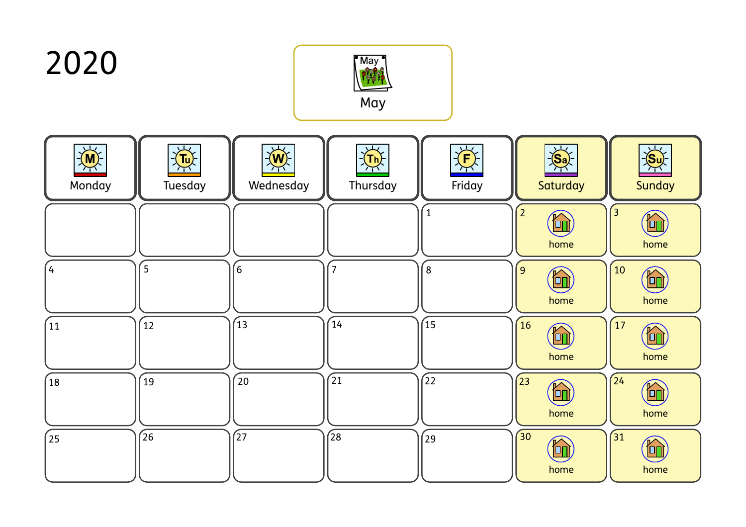# 2020

## May

| Monday | Tuesday | Wednesday | Thursday | Friday | Saturday | Sunday |
|---|---|---|---|---|---|---|
| | | | | 1 | 2 home | 3 home |
| 4 | 5 | 6 | 7 | 8 | 9 home | 10 home |
| 11 | 12 | 13 | 14 | 15 | 16 home | 17 home |
| 18 | 19 | 20 | 21 | 22 | 23 home | 24 home |
| 25 | 26 | 27 | 28 | 29 | 30 home | 31 home |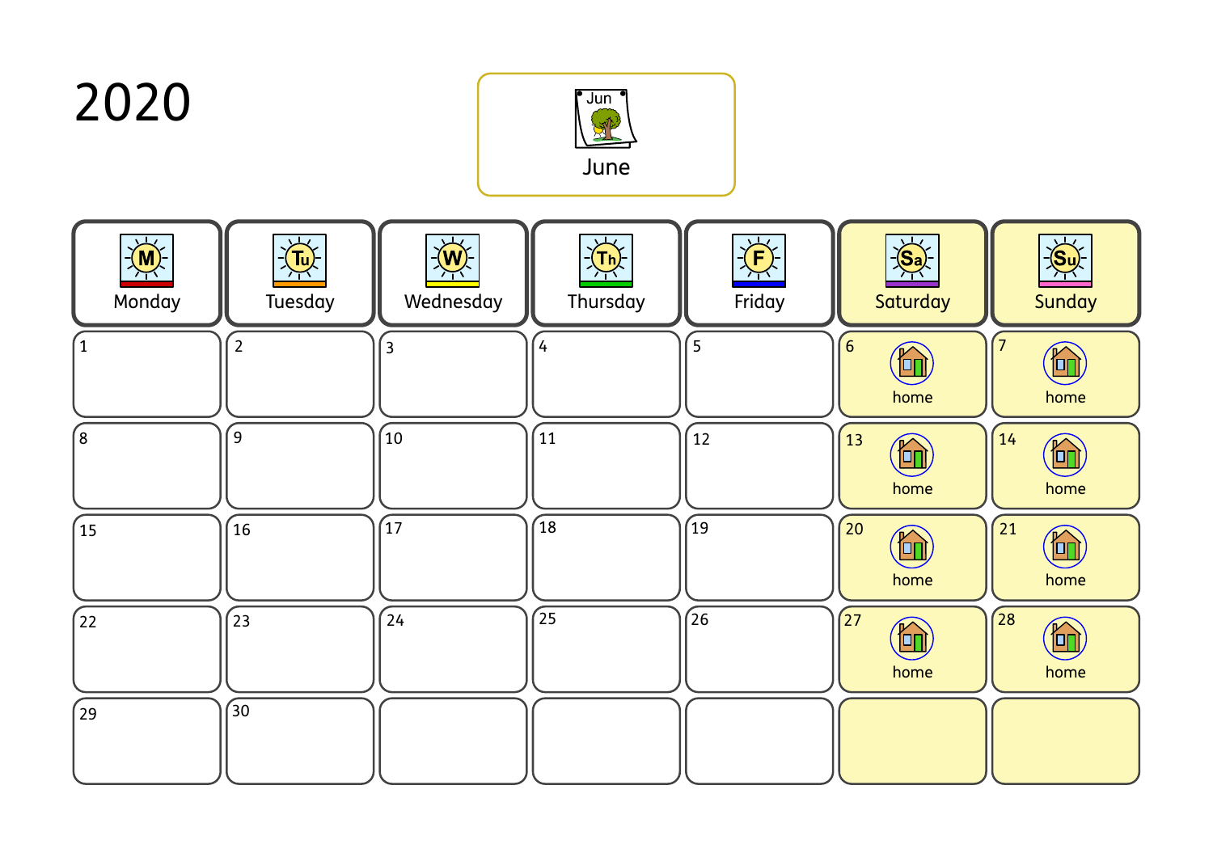# 2020

## June

| Monday | Tuesday | Wednesday | Thursday | Friday | Saturday | Sunday |
|---|---|---|---|---|---|---|
| 1 | 2 | 3 | 4 | 5 | 6 home | 7 home |
| 8 | 9 | 10 | 11 | 12 | 13 home | 14 home |
| 15 | 16 | 17 | 18 | 19 | 20 home | 21 home |
| 22 | 23 | 24 | 25 | 26 | 27 home | 28 home |
| 29 | 30 | | | | | |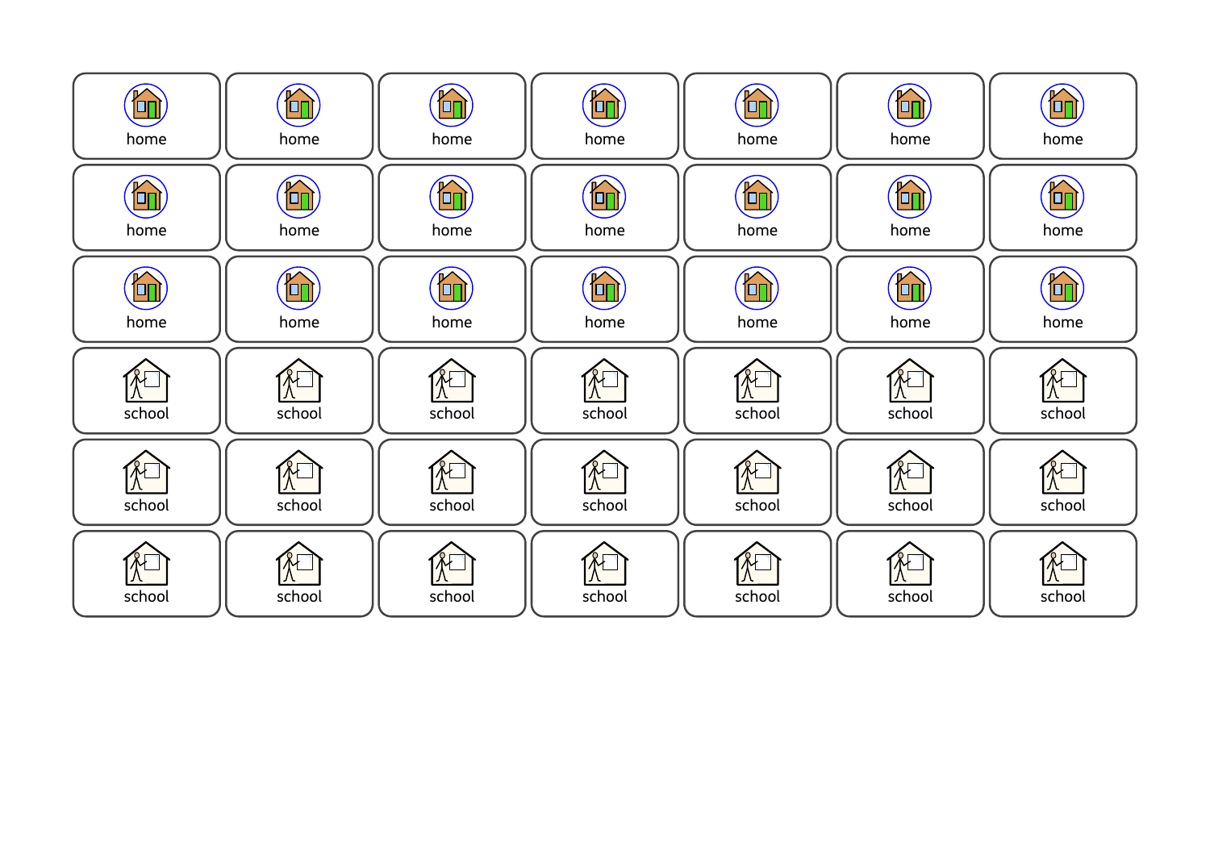| | | | | | | |
|---|---|---|---|---|---|---|
| home | home | home | home | home | home | home |
| home | home | home | home | home | home | home |
| home | home | home | home | home | home | home |
| school | school | school | school | school | school | school |
| school | school | school | school | school | school | school |
| school | school | school | school | school | school | school |